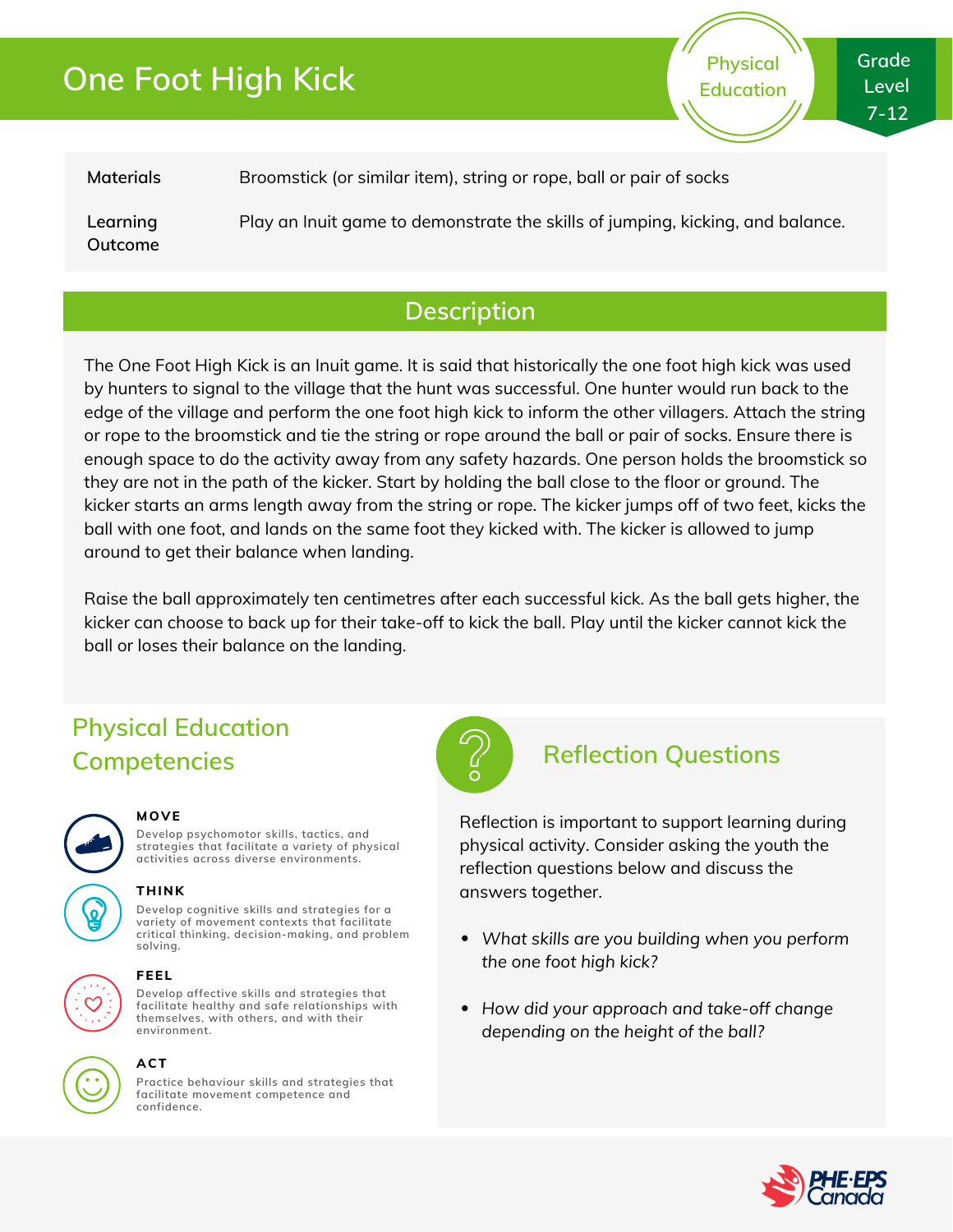# One Foot High Kick

Physical Education

Grade Level 7-12

| | |
|---|---|
| **Materials** | Broomstick (or similar item), string or rope, ball or pair of socks |
| **Learning Outcome** | Play an Inuit game to demonstrate the skills of jumping, kicking, and balance. |

## Description

The One Foot High Kick is an Inuit game. It is said that historically the one foot high kick was used by hunters to signal to the village that the hunt was successful. One hunter would run back to the edge of the village and perform the one foot high kick to inform the other villagers. Attach the string or rope to the broomstick and tie the string or rope around the ball or pair of socks. Ensure there is enough space to do the activity away from any safety hazards. One person holds the broomstick so they are not in the path of the kicker. Start by holding the ball close to the floor or ground. The kicker starts an arms length away from the string or rope. The kicker jumps off of two feet, kicks the ball with one foot, and lands on the same foot they kicked with. The kicker is allowed to jump around to get their balance when landing.

Raise the ball approximately ten centimetres after each successful kick. As the ball gets higher, the kicker can choose to back up for their take-off to kick the ball. Play until the kicker cannot kick the ball or loses their balance on the landing.

## Physical Education Competencies

**MOVE**
Develop psychomotor skills, tactics, and strategies that facilitate a variety of physical activities across diverse environments.

**THINK**
Develop cognitive skills and strategies for a variety of movement contexts that facilitate critical thinking, decision-making, and problem solving.

**FEEL**
Develop affective skills and strategies that facilitate healthy and safe relationships with themselves, with others, and with their environment.

**ACT**
Practice behaviour skills and strategies that facilitate movement competence and confidence.

## Reflection Questions

Reflection is important to support learning during physical activity. Consider asking the youth the reflection questions below and discuss the answers together.

- *What skills are you building when you perform the one foot high kick?*
- *How did your approach and take-off change depending on the height of the ball?*

PHE·EPS Canada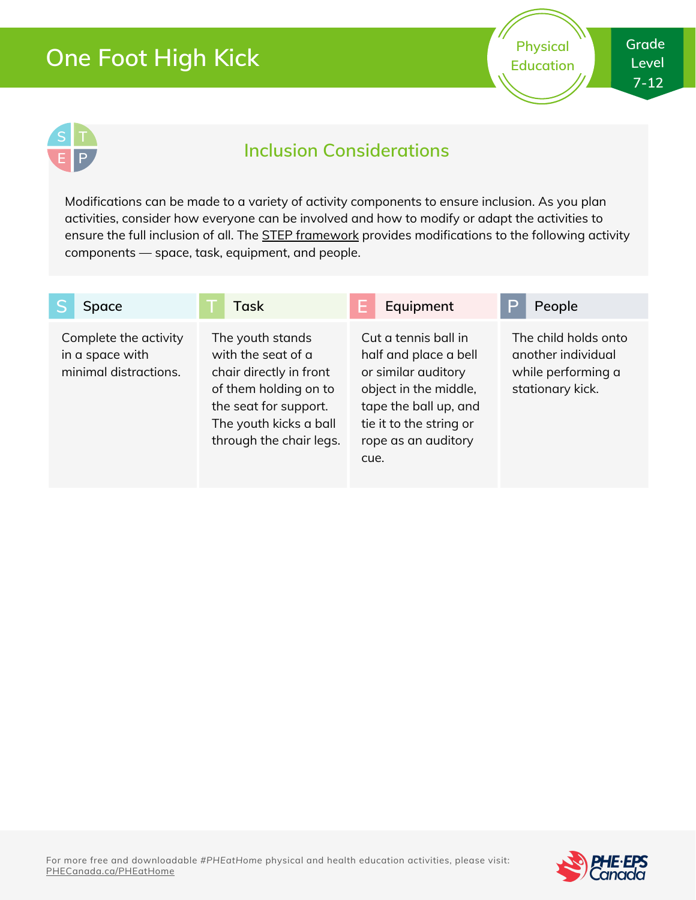# One Foot High Kick

Physical Education

Grade Level 7-12

## Inclusion Considerations

Modifications can be made to a variety of activity components to ensure inclusion. As you plan activities, consider how everyone can be involved and how to modify or adapt the activities to ensure the full inclusion of all. The STEP framework provides modifications to the following activity components — space, task, equipment, and people.

| S Space | T Task | E Equipment | P People |
|---|---|---|---|
| Complete the activity in a space with minimal distractions. | The youth stands with the seat of a chair directly in front of them holding on to the seat for support. The youth kicks a ball through the chair legs. | Cut a tennis ball in half and place a bell or similar auditory object in the middle, tape the ball up, and tie it to the string or rope as an auditory cue. | The child holds onto another individual while performing a stationary kick. |

For more free and downloadable *#PHEatHome* physical and health education activities, please visit: PHECanada.ca/PHEatHome